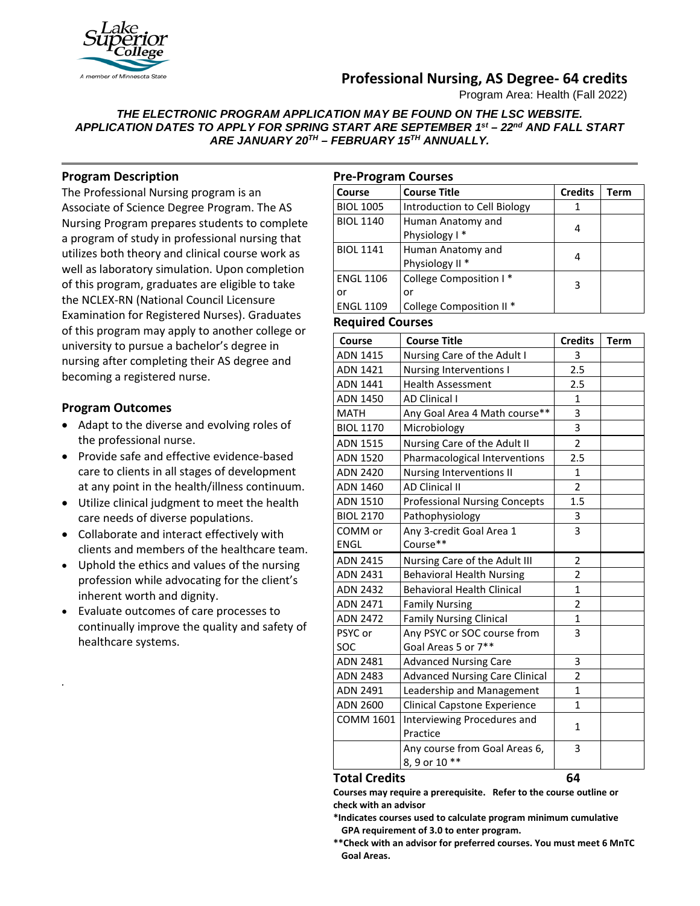# Professional Nursing, AS Degree- 64 credits

Program Area: Health (Fall 2022)

***THE ELECTRONIC PROGRAM APPLICATION MAY BE FOUND ON THE LSC WEBSITE. APPLICATION DATES TO APPLY FOR SPRING START ARE SEPTEMBER 1st – 22nd AND FALL START ARE JANUARY 20TH – FEBRUARY 15TH ANNUALLY.***

## Program Description

The Professional Nursing program is an Associate of Science Degree Program. The AS Nursing Program prepares students to complete a program of study in professional nursing that utilizes both theory and clinical course work as well as laboratory simulation. Upon completion of this program, graduates are eligible to take the NCLEX-RN (National Council Licensure Examination for Registered Nurses). Graduates of this program may apply to another college or university to pursue a bachelor's degree in nursing after completing their AS degree and becoming a registered nurse.

## Program Outcomes

- Adapt to the diverse and evolving roles of the professional nurse.
- Provide safe and effective evidence-based care to clients in all stages of development at any point in the health/illness continuum.
- Utilize clinical judgment to meet the health care needs of diverse populations.
- Collaborate and interact effectively with clients and members of the healthcare team.
- Uphold the ethics and values of the nursing profession while advocating for the client's inherent worth and dignity.
- Evaluate outcomes of care processes to continually improve the quality and safety of healthcare systems.

## Pre-Program Courses

| Course | Course Title | Credits | Term |
|---|---|---|---|
| BIOL 1005 | Introduction to Cell Biology | 1 | |
| BIOL 1140 | Human Anatomy and Physiology I * | 4 | |
| BIOL 1141 | Human Anatomy and Physiology II * | 4 | |
| ENGL 1106 or ENGL 1109 | College Composition I * or College Composition II * | 3 | |

## Required Courses

| Course | Course Title | Credits | Term |
|---|---|---|---|
| ADN 1415 | Nursing Care of the Adult I | 3 | |
| ADN 1421 | Nursing Interventions I | 2.5 | |
| ADN 1441 | Health Assessment | 2.5 | |
| ADN 1450 | AD Clinical I | 1 | |
| MATH | Any Goal Area 4 Math course** | 3 | |
| BIOL 1170 | Microbiology | 3 | |
| ADN 1515 | Nursing Care of the Adult II | 2 | |
| ADN 1520 | Pharmacological Interventions | 2.5 | |
| ADN 2420 | Nursing Interventions II | 1 | |
| ADN 1460 | AD Clinical II | 2 | |
| ADN 1510 | Professional Nursing Concepts | 1.5 | |
| BIOL 2170 | Pathophysiology | 3 | |
| COMM or ENGL | Any 3-credit Goal Area 1 Course** | 3 | |
| ADN 2415 | Nursing Care of the Adult III | 2 | |
| ADN 2431 | Behavioral Health Nursing | 2 | |
| ADN 2432 | Behavioral Health Clinical | 1 | |
| ADN 2471 | Family Nursing | 2 | |
| ADN 2472 | Family Nursing Clinical | 1 | |
| PSYC or SOC | Any PSYC or SOC course from Goal Areas 5 or 7** | 3 | |
| ADN 2481 | Advanced Nursing Care | 3 | |
| ADN 2483 | Advanced Nursing Care Clinical | 2 | |
| ADN 2491 | Leadership and Management | 1 | |
| ADN 2600 | Clinical Capstone Experience | 1 | |
| COMM 1601 | Interviewing Procedures and Practice | 1 | |
| | Any course from Goal Areas 6, 8, 9 or 10 ** | 3 | |

**Total Credits 64**

**Courses may require a prerequisite. Refer to the course outline or check with an advisor**

**\*Indicates courses used to calculate program minimum cumulative GPA requirement of 3.0 to enter program.**

**\*\*Check with an advisor for preferred courses. You must meet 6 MnTC Goal Areas.**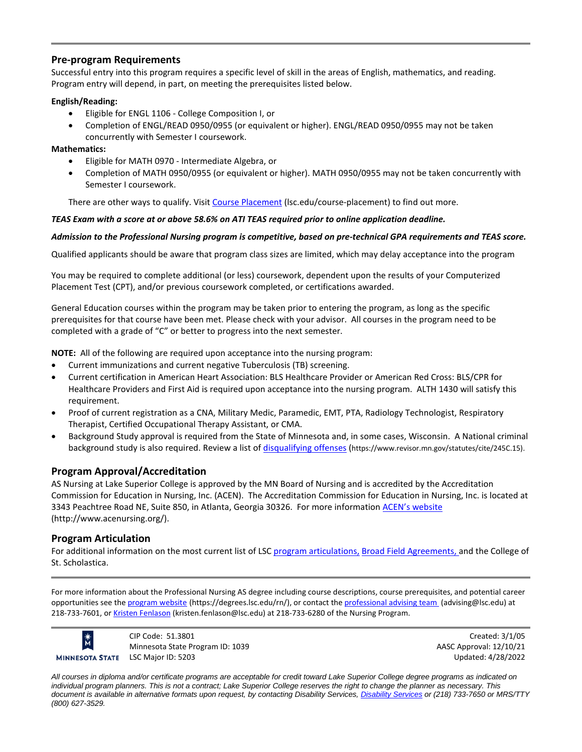## Pre-program Requirements

Successful entry into this program requires a specific level of skill in the areas of English, mathematics, and reading. Program entry will depend, in part, on meeting the prerequisites listed below.

**English/Reading:**

- Eligible for ENGL 1106 - College Composition I, or
- Completion of ENGL/READ 0950/0955 (or equivalent or higher). ENGL/READ 0950/0955 may not be taken concurrently with Semester I coursework.

**Mathematics:**

- Eligible for MATH 0970 - Intermediate Algebra, or
- Completion of MATH 0950/0955 (or equivalent or higher). MATH 0950/0955 may not be taken concurrently with Semester I coursework.

There are other ways to qualify. Visit Course Placement (lsc.edu/course-placement) to find out more.

***TEAS Exam with a score at or above 58.6% on ATI TEAS required prior to online application deadline.***

***Admission to the Professional Nursing program is competitive, based on pre-technical GPA requirements and TEAS score.***

Qualified applicants should be aware that program class sizes are limited, which may delay acceptance into the program

You may be required to complete additional (or less) coursework, dependent upon the results of your Computerized Placement Test (CPT), and/or previous coursework completed, or certifications awarded.

General Education courses within the program may be taken prior to entering the program, as long as the specific prerequisites for that course have been met. Please check with your advisor. All courses in the program need to be completed with a grade of "C" or better to progress into the next semester.

**NOTE:** All of the following are required upon acceptance into the nursing program:

- Current immunizations and current negative Tuberculosis (TB) screening.
- Current certification in American Heart Association: BLS Healthcare Provider or American Red Cross: BLS/CPR for Healthcare Providers and First Aid is required upon acceptance into the nursing program. ALTH 1430 will satisfy this requirement.
- Proof of current registration as a CNA, Military Medic, Paramedic, EMT, PTA, Radiology Technologist, Respiratory Therapist, Certified Occupational Therapy Assistant, or CMA.
- Background Study approval is required from the State of Minnesota and, in some cases, Wisconsin. A National criminal background study is also required. Review a list of disqualifying offenses (https://www.revisor.mn.gov/statutes/cite/245C.15).

## Program Approval/Accreditation

AS Nursing at Lake Superior College is approved by the MN Board of Nursing and is accredited by the Accreditation Commission for Education in Nursing, Inc. (ACEN). The Accreditation Commission for Education in Nursing, Inc. is located at 3343 Peachtree Road NE, Suite 850, in Atlanta, Georgia 30326. For more information ACEN's website (http://www.acenursing.org/).

## Program Articulation

For additional information on the most current list of LSC program articulations, Broad Field Agreements, and the College of St. Scholastica.

For more information about the Professional Nursing AS degree including course descriptions, course prerequisites, and potential career opportunities see the program website (https://degrees.lsc.edu/rn/), or contact the professional advising team (advising@lsc.edu) at 218-733-7601, or Kristen Fenlason (kristen.fenlason@lsc.edu) at 218-733-6280 of the Nursing Program.

MINNESOTA STATE

CIP Code: 51.3801
Minnesota State Program ID: 1039
LSC Major ID: 5203

Created: 3/1/05
AASC Approval: 12/10/21
Updated: 4/28/2022

*All courses in diploma and/or certificate programs are acceptable for credit toward Lake Superior College degree programs as indicated on individual program planners. This is not a contract; Lake Superior College reserves the right to change the planner as necessary. This document is available in alternative formats upon request, by contacting Disability Services, Disability Services or (218) 733-7650 or MRS/TTY (800) 627-3529.*